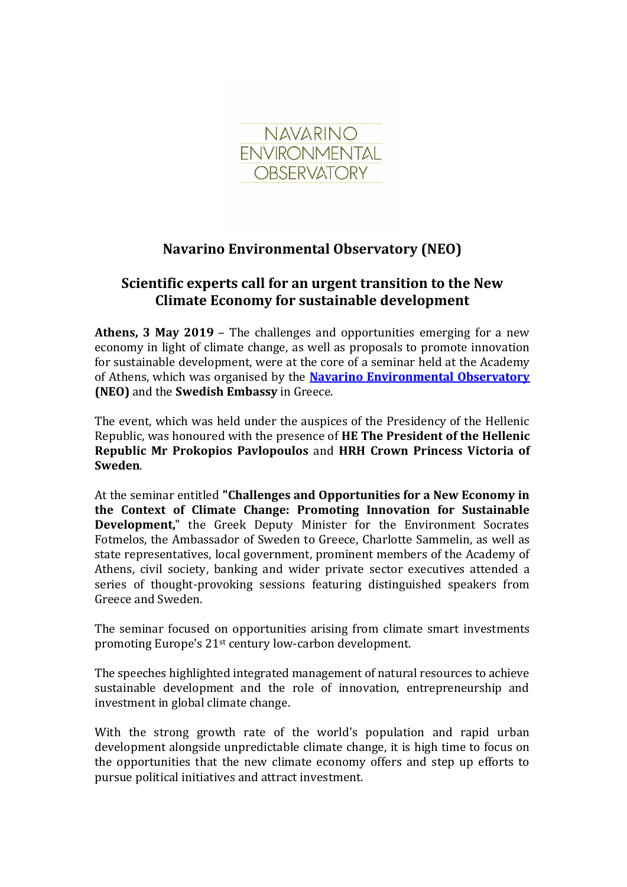NAVARINO ENVIRONMENTAL OBSERVATORY

# Navarino Environmental Observatory (NEO)

## Scientific experts call for an urgent transition to the New Climate Economy for sustainable development

**Athens, 3 May 2019** – The challenges and opportunities emerging for a new economy in light of climate change, as well as proposals to promote innovation for sustainable development, were at the core of a seminar held at the Academy of Athens, which was organised by the **Navarino Environmental Observatory (NEO)** and the **Swedish Embassy** in Greece.

The event, which was held under the auspices of the Presidency of the Hellenic Republic, was honoured with the presence of **HE The President of the Hellenic Republic Mr Prokopios Pavlopoulos** and **HRH Crown Princess Victoria of Sweden**.

At the seminar entitled **"Challenges and Opportunities for a New Economy in the Context of Climate Change: Promoting Innovation for Sustainable Development,"** the Greek Deputy Minister for the Environment Socrates Fotmelos, the Ambassador of Sweden to Greece, Charlotte Sammelin, as well as state representatives, local government, prominent members of the Academy of Athens, civil society, banking and wider private sector executives attended a series of thought-provoking sessions featuring distinguished speakers from Greece and Sweden.

The seminar focused on opportunities arising from climate smart investments promoting Europe's 21st century low-carbon development.

The speeches highlighted integrated management of natural resources to achieve sustainable development and the role of innovation, entrepreneurship and investment in global climate change.

With the strong growth rate of the world's population and rapid urban development alongside unpredictable climate change, it is high time to focus on the opportunities that the new climate economy offers and step up efforts to pursue political initiatives and attract investment.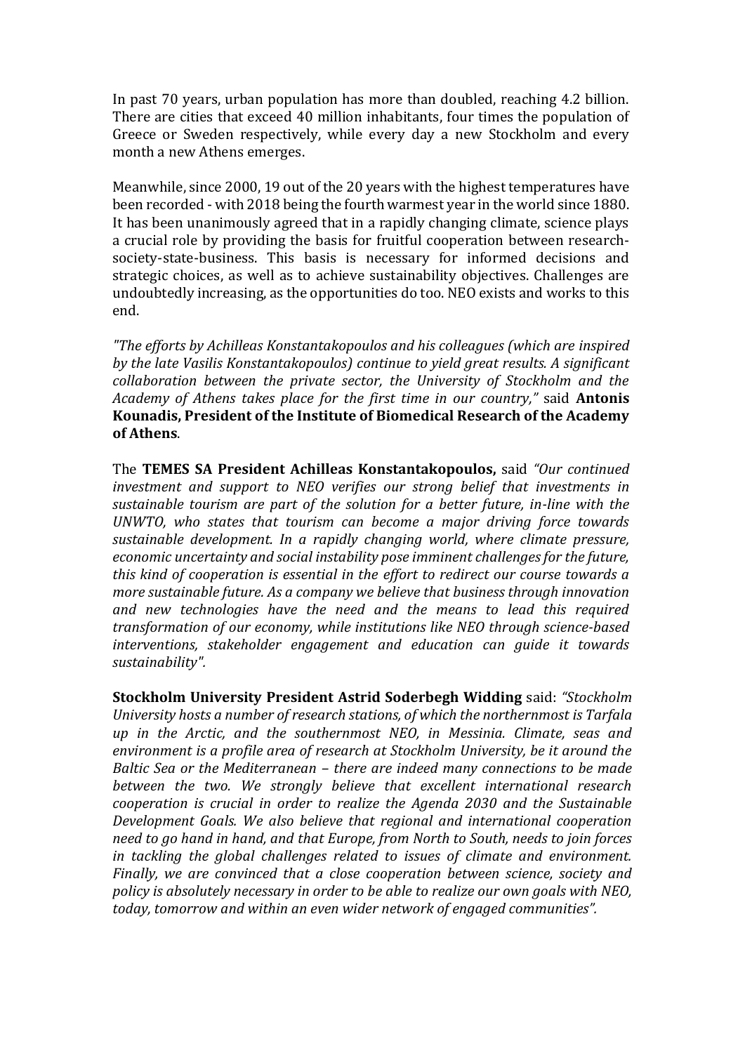In past 70 years, urban population has more than doubled, reaching 4.2 billion. There are cities that exceed 40 million inhabitants, four times the population of Greece or Sweden respectively, while every day a new Stockholm and every month a new Athens emerges.

Meanwhile, since 2000, 19 out of the 20 years with the highest temperatures have been recorded - with 2018 being the fourth warmest year in the world since 1880. It has been unanimously agreed that in a rapidly changing climate, science plays a crucial role by providing the basis for fruitful cooperation between research-society-state-business. This basis is necessary for informed decisions and strategic choices, as well as to achieve sustainability objectives. Challenges are undoubtedly increasing, as the opportunities do too. NEO exists and works to this end.

*"The efforts by Achilleas Konstantakopoulos and his colleagues (which are inspired by the late Vasilis Konstantakopoulos) continue to yield great results. A significant collaboration between the private sector, the University of Stockholm and the Academy of Athens takes place for the first time in our country,"* said **Antonis Kounadis, President of the Institute of Biomedical Research of the Academy of Athens**.

The **TEMES SA President Achilleas Konstantakopoulos,** said *"Our continued investment and support to NEO verifies our strong belief that investments in sustainable tourism are part of the solution for a better future, in-line with the UNWTO, who states that tourism can become a major driving force towards sustainable development. In a rapidly changing world, where climate pressure, economic uncertainty and social instability pose imminent challenges for the future, this kind of cooperation is essential in the effort to redirect our course towards a more sustainable future. As a company we believe that business through innovation and new technologies have the need and the means to lead this required transformation of our economy, while institutions like NEO through science-based interventions, stakeholder engagement and education can guide it towards sustainability".*

**Stockholm University President Astrid Soderbegh Widding** said: *"Stockholm University hosts a number of research stations, of which the northernmost is Tarfala up in the Arctic, and the southernmost NEO, in Messinia. Climate, seas and environment is a profile area of research at Stockholm University, be it around the Baltic Sea or the Mediterranean – there are indeed many connections to be made between the two. We strongly believe that excellent international research cooperation is crucial in order to realize the Agenda 2030 and the Sustainable Development Goals. We also believe that regional and international cooperation need to go hand in hand, and that Europe, from North to South, needs to join forces in tackling the global challenges related to issues of climate and environment. Finally, we are convinced that a close cooperation between science, society and policy is absolutely necessary in order to be able to realize our own goals with NEO, today, tomorrow and within an even wider network of engaged communities".*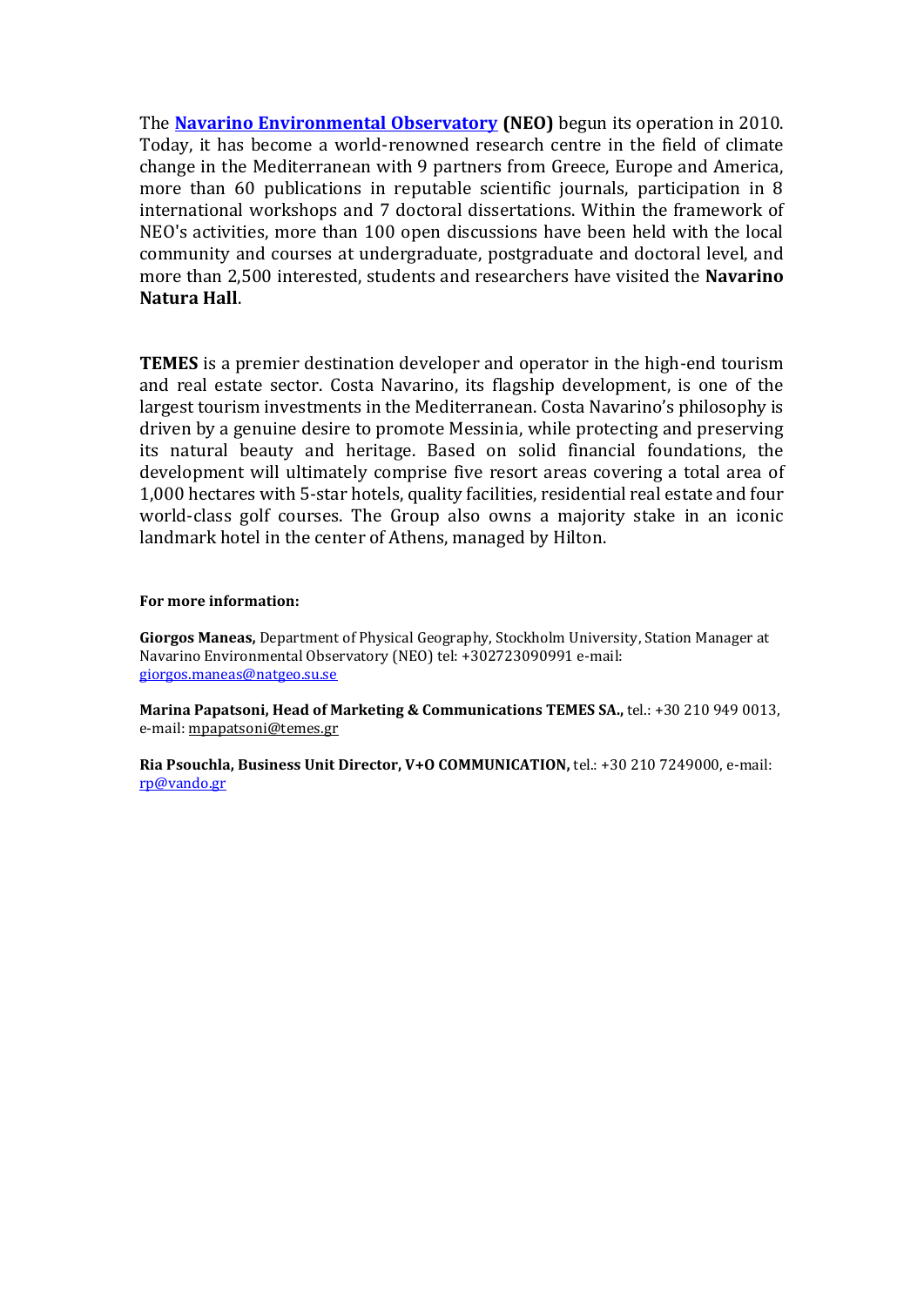The **Navarino Environmental Observatory (NEO)** begun its operation in 2010. Today, it has become a world-renowned research centre in the field of climate change in the Mediterranean with 9 partners from Greece, Europe and America, more than 60 publications in reputable scientific journals, participation in 8 international workshops and 7 doctoral dissertations. Within the framework of NEO's activities, more than 100 open discussions have been held with the local community and courses at undergraduate, postgraduate and doctoral level, and more than 2,500 interested, students and researchers have visited the **Navarino Natura Hall**.

**TEMES** is a premier destination developer and operator in the high-end tourism and real estate sector. Costa Navarino, its flagship development, is one of the largest tourism investments in the Mediterranean. Costa Navarino's philosophy is driven by a genuine desire to promote Messinia, while protecting and preserving its natural beauty and heritage. Based on solid financial foundations, the development will ultimately comprise five resort areas covering a total area of 1,000 hectares with 5-star hotels, quality facilities, residential real estate and four world-class golf courses. The Group also owns a majority stake in an iconic landmark hotel in the center of Athens, managed by Hilton.

**For more information:**

**Giorgos Maneas,** Department of Physical Geography, Stockholm University, Station Manager at Navarino Environmental Observatory (NEO) tel: +302723090991 e-mail: giorgos.maneas@natgeo.su.se

**Marina Papatsoni, Head of Marketing & Communications TEMES SA.,** tel.: +30 210 949 0013, e-mail: mpapatsoni@temes.gr

**Ria Psouchla, Business Unit Director, V+O COMMUNICATION,** tel.: +30 210 7249000, e-mail: rp@vando.gr